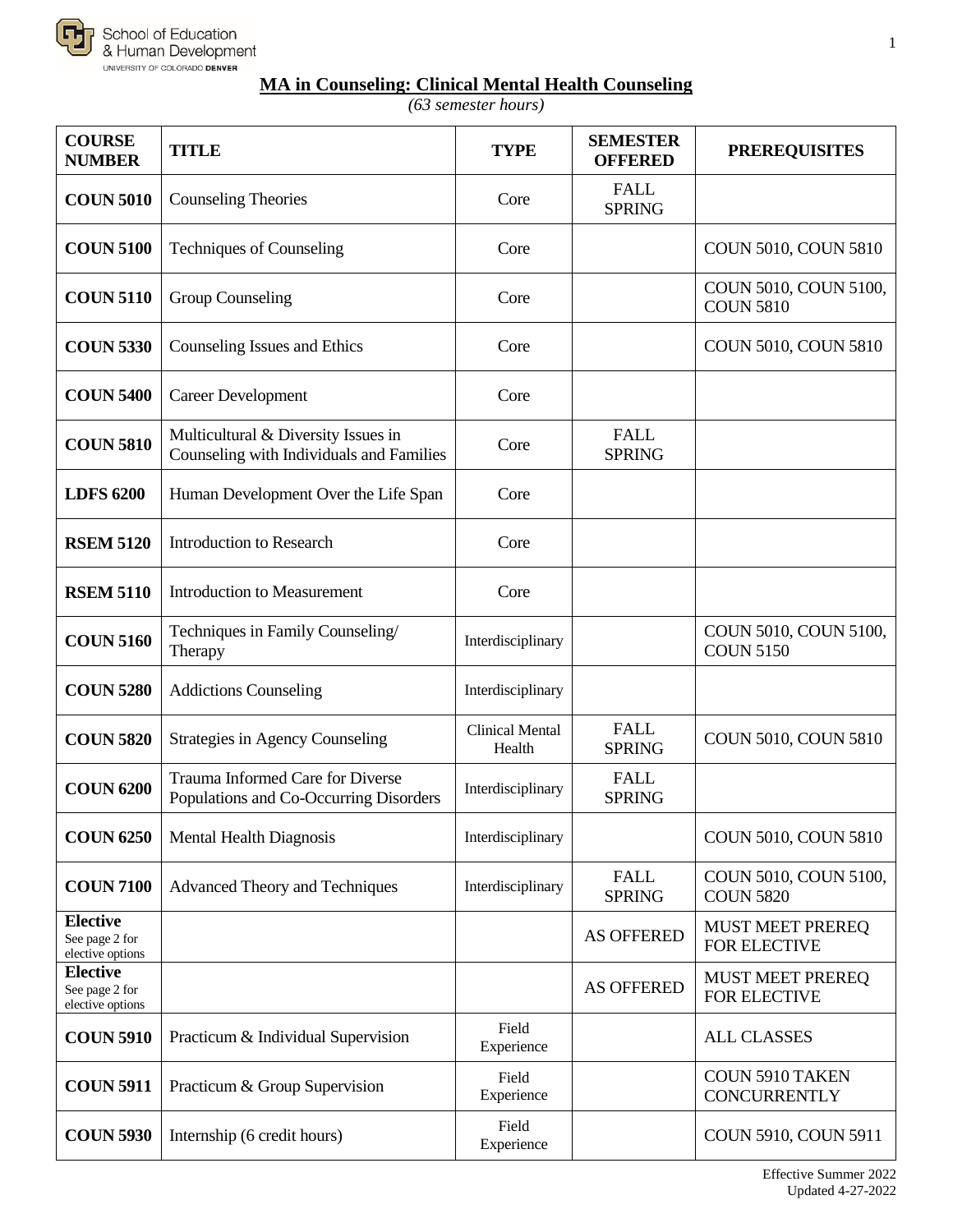## MA in Counseling: Clinical Mental Health Counseling

*(63 semester hours)*

| COURSE NUMBER | TITLE | TYPE | SEMESTER OFFERED | PREREQUISITES |
|---|---|---|---|---|
| **COUN 5010** | Counseling Theories | Core | FALL SPRING | |
| **COUN 5100** | Techniques of Counseling | Core | | COUN 5010, COUN 5810 |
| **COUN 5110** | Group Counseling | Core | | COUN 5010, COUN 5100, COUN 5810 |
| **COUN 5330** | Counseling Issues and Ethics | Core | | COUN 5010, COUN 5810 |
| **COUN 5400** | Career Development | Core | | |
| **COUN 5810** | Multicultural & Diversity Issues in Counseling with Individuals and Families | Core | FALL SPRING | |
| **LDFS 6200** | Human Development Over the Life Span | Core | | |
| **RSEM 5120** | Introduction to Research | Core | | |
| **RSEM 5110** | Introduction to Measurement | Core | | |
| **COUN 5160** | Techniques in Family Counseling/ Therapy | Interdisciplinary | | COUN 5010, COUN 5100, COUN 5150 |
| **COUN 5280** | Addictions Counseling | Interdisciplinary | | |
| **COUN 5820** | Strategies in Agency Counseling | Clinical Mental Health | FALL SPRING | COUN 5010, COUN 5810 |
| **COUN 6200** | Trauma Informed Care for Diverse Populations and Co-Occurring Disorders | Interdisciplinary | FALL SPRING | |
| **COUN 6250** | Mental Health Diagnosis | Interdisciplinary | | COUN 5010, COUN 5810 |
| **COUN 7100** | Advanced Theory and Techniques | Interdisciplinary | FALL SPRING | COUN 5010, COUN 5100, COUN 5820 |
| **Elective** See page 2 for elective options | | | AS OFFERED | MUST MEET PREREQ FOR ELECTIVE |
| **Elective** See page 2 for elective options | | | AS OFFERED | MUST MEET PREREQ FOR ELECTIVE |
| **COUN 5910** | Practicum & Individual Supervision | Field Experience | | ALL CLASSES |
| **COUN 5911** | Practicum & Group Supervision | Field Experience | | COUN 5910 TAKEN CONCURRENTLY |
| **COUN 5930** | Internship (6 credit hours) | Field Experience | | COUN 5910, COUN 5911 |

Effective Summer 2022
Updated 4-27-2022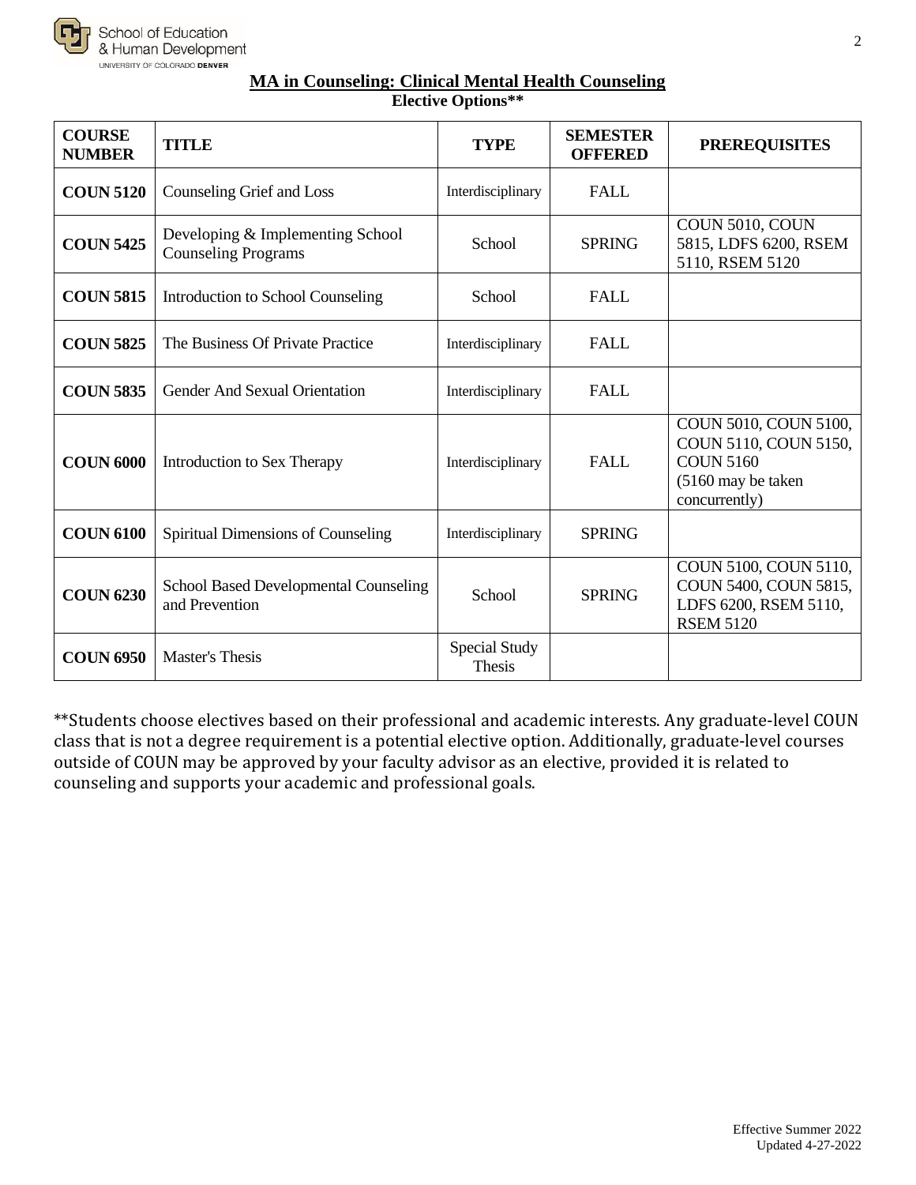## MA in Counseling: Clinical Mental Health Counseling

**Elective Options****

| COURSE NUMBER | TITLE | TYPE | SEMESTER OFFERED | PREREQUISITES |
|---|---|---|---|---|
| **COUN 5120** | Counseling Grief and Loss | Interdisciplinary | FALL | |
| **COUN 5425** | Developing & Implementing School Counseling Programs | School | SPRING | COUN 5010, COUN 5815, LDFS 6200, RSEM 5110, RSEM 5120 |
| **COUN 5815** | Introduction to School Counseling | School | FALL | |
| **COUN 5825** | The Business Of Private Practice | Interdisciplinary | FALL | |
| **COUN 5835** | Gender And Sexual Orientation | Interdisciplinary | FALL | |
| **COUN 6000** | Introduction to Sex Therapy | Interdisciplinary | FALL | COUN 5010, COUN 5100, COUN 5110, COUN 5150, COUN 5160 (5160 may be taken concurrently) |
| **COUN 6100** | Spiritual Dimensions of Counseling | Interdisciplinary | SPRING | |
| **COUN 6230** | School Based Developmental Counseling and Prevention | School | SPRING | COUN 5100, COUN 5110, COUN 5400, COUN 5815, LDFS 6200, RSEM 5110, RSEM 5120 |
| **COUN 6950** | Master's Thesis | Special Study Thesis | | |

**Students choose electives based on their professional and academic interests. Any graduate-level COUN class that is not a degree requirement is a potential elective option. Additionally, graduate-level courses outside of COUN may be approved by your faculty advisor as an elective, provided it is related to counseling and supports your academic and professional goals.

Effective Summer 2022
Updated 4-27-2022